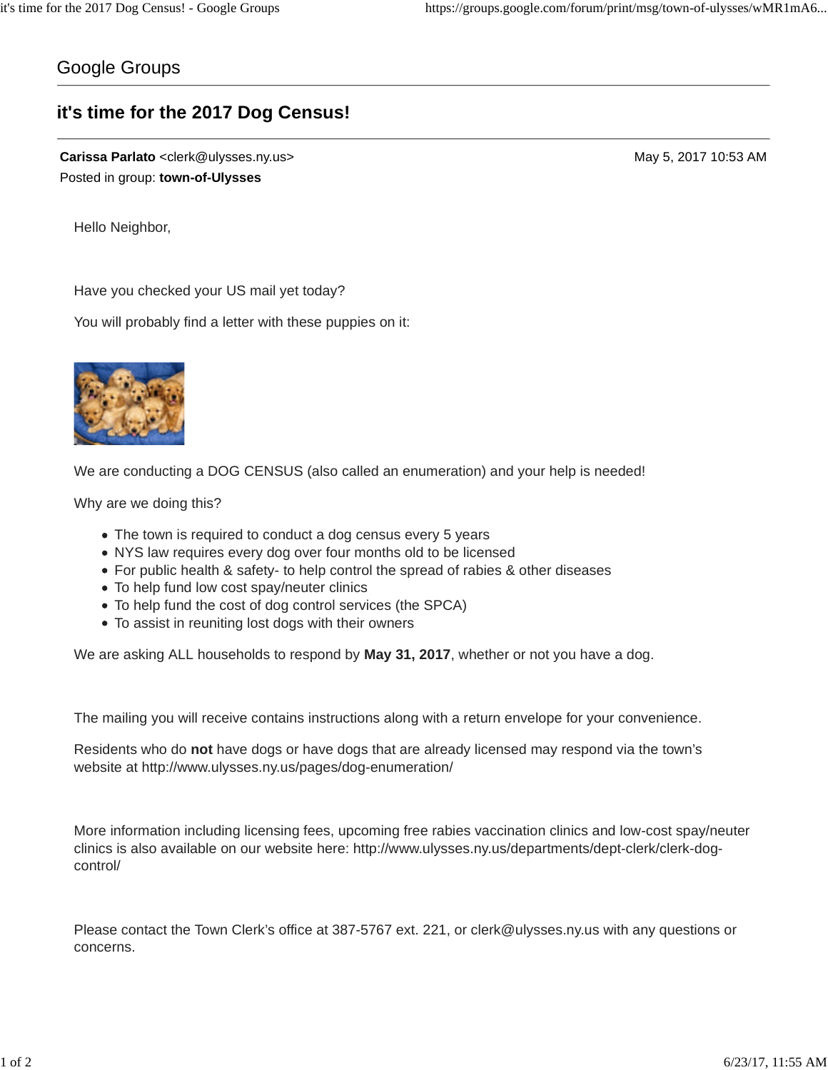Google Groups

# it's time for the 2017 Dog Census!

**Carissa Parlato** <clerk@ulysses.ny.us>
Posted in group: **town-of-Ulysses**

May 5, 2017 10:53 AM

Hello Neighbor,

Have you checked your US mail yet today?

You will probably find a letter with these puppies on it:

We are conducting a DOG CENSUS (also called an enumeration) and your help is needed!

Why are we doing this?

- The town is required to conduct a dog census every 5 years
- NYS law requires every dog over four months old to be licensed
- For public health & safety- to help control the spread of rabies & other diseases
- To help fund low cost spay/neuter clinics
- To help fund the cost of dog control services (the SPCA)
- To assist in reuniting lost dogs with their owners

We are asking ALL households to respond by **May 31, 2017**, whether or not you have a dog.

The mailing you will receive contains instructions along with a return envelope for your convenience.

Residents who do **not** have dogs or have dogs that are already licensed may respond via the town's website at http://www.ulysses.ny.us/pages/dog-enumeration/

More information including licensing fees, upcoming free rabies vaccination clinics and low-cost spay/neuter clinics is also available on our website here: http://www.ulysses.ny.us/departments/dept-clerk/clerk-dog-control/

Please contact the Town Clerk's office at 387-5767 ext. 221, or clerk@ulysses.ny.us with any questions or concerns.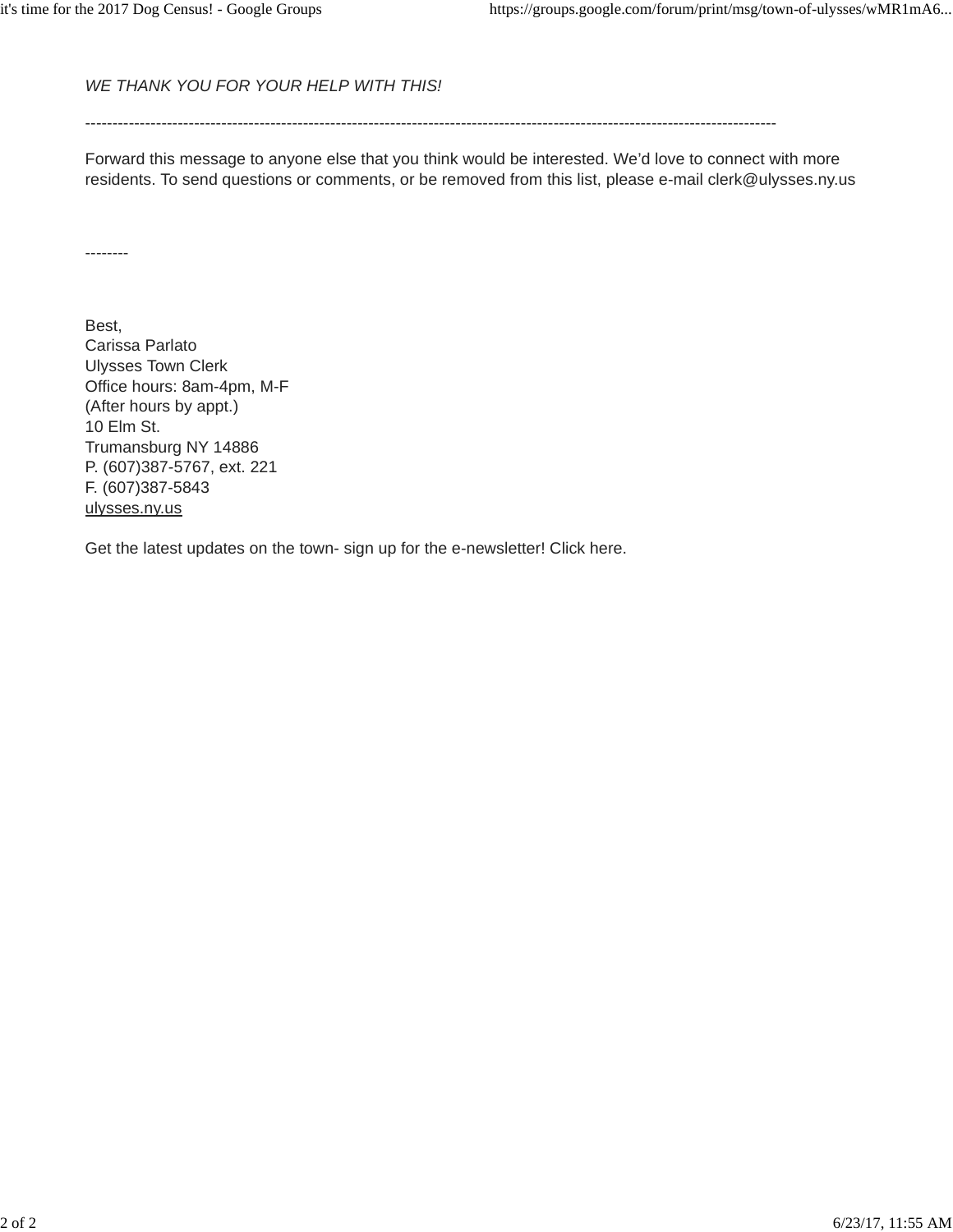*WE THANK YOU FOR YOUR HELP WITH THIS!*

---

Forward this message to anyone else that you think would be interested. We'd love to connect with more residents. To send questions or comments, or be removed from this list, please e-mail clerk@ulysses.ny.us

--------

Best,
Carissa Parlato
Ulysses Town Clerk
Office hours: 8am-4pm, M-F
(After hours by appt.)
10 Elm St.
Trumansburg NY 14886
P. (607)387-5767, ext. 221
F. (607)387-5843
ulysses.ny.us

Get the latest updates on the town- sign up for the e-newsletter! Click here.